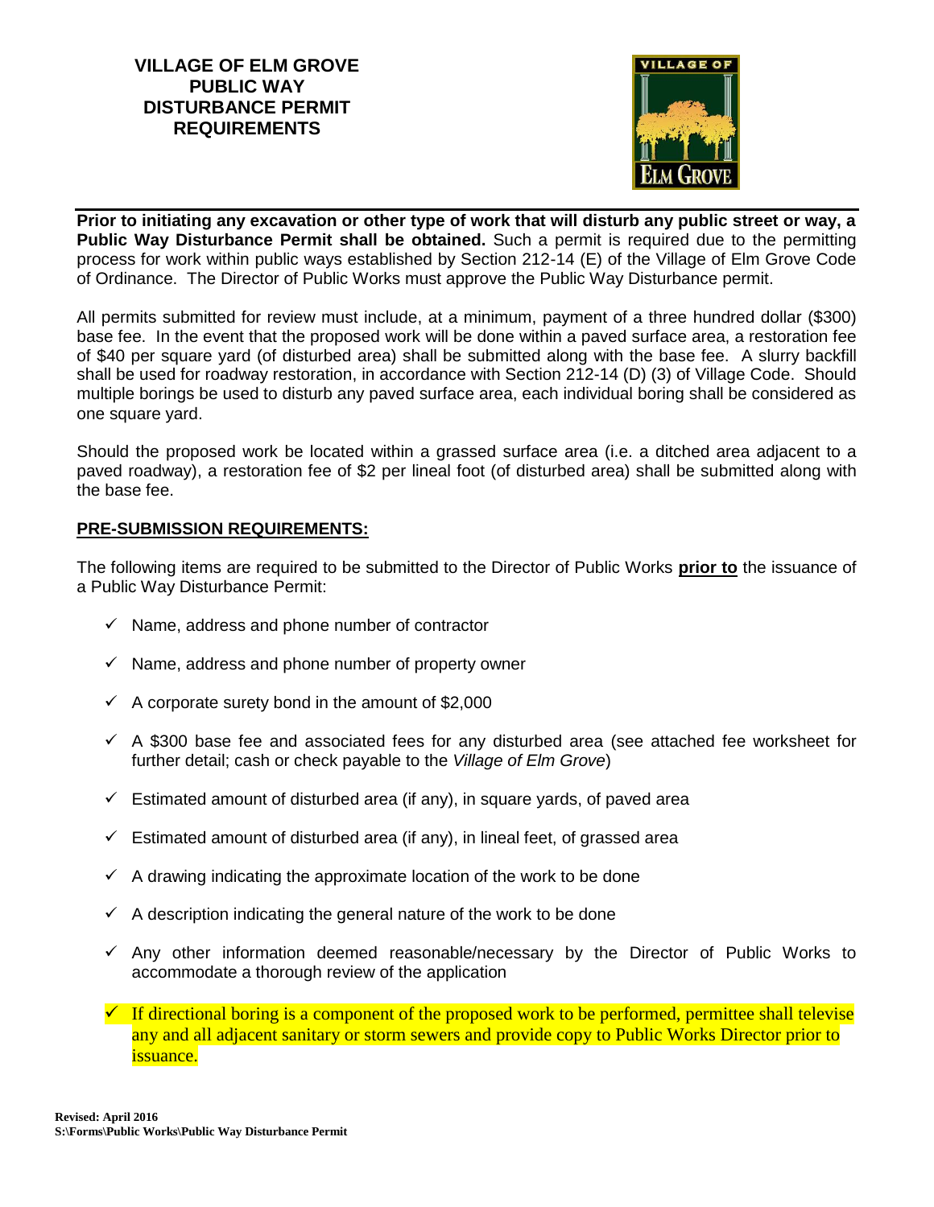# VILLAGE OF ELM GROVE PUBLIC WAY DISTURBANCE PERMIT REQUIREMENTS

**Prior to initiating any excavation or other type of work that will disturb any public street or way, a Public Way Disturbance Permit shall be obtained.** Such a permit is required due to the permitting process for work within public ways established by Section 212-14 (E) of the Village of Elm Grove Code of Ordinance. The Director of Public Works must approve the Public Way Disturbance permit.

All permits submitted for review must include, at a minimum, payment of a three hundred dollar ($300) base fee. In the event that the proposed work will be done within a paved surface area, a restoration fee of $40 per square yard (of disturbed area) shall be submitted along with the base fee. A slurry backfill shall be used for roadway restoration, in accordance with Section 212-14 (D) (3) of Village Code. Should multiple borings be used to disturb any paved surface area, each individual boring shall be considered as one square yard.

Should the proposed work be located within a grassed surface area (i.e. a ditched area adjacent to a paved roadway), a restoration fee of $2 per lineal foot (of disturbed area) shall be submitted along with the base fee.

## PRE-SUBMISSION REQUIREMENTS:

The following items are required to be submitted to the Director of Public Works **prior to** the issuance of a Public Way Disturbance Permit:

- ✓ Name, address and phone number of contractor
- ✓ Name, address and phone number of property owner
- ✓ A corporate surety bond in the amount of $2,000
- ✓ A $300 base fee and associated fees for any disturbed area (see attached fee worksheet for further detail; cash or check payable to the *Village of Elm Grove*)
- ✓ Estimated amount of disturbed area (if any), in square yards, of paved area
- ✓ Estimated amount of disturbed area (if any), in lineal feet, of grassed area
- ✓ A drawing indicating the approximate location of the work to be done
- ✓ A description indicating the general nature of the work to be done
- ✓ Any other information deemed reasonable/necessary by the Director of Public Works to accommodate a thorough review of the application
- ✓ If directional boring is a component of the proposed work to be performed, permittee shall televise any and all adjacent sanitary or storm sewers and provide copy to Public Works Director prior to issuance.

**Revised: April 2016**
**S:\Forms\Public Works\Public Way Disturbance Permit**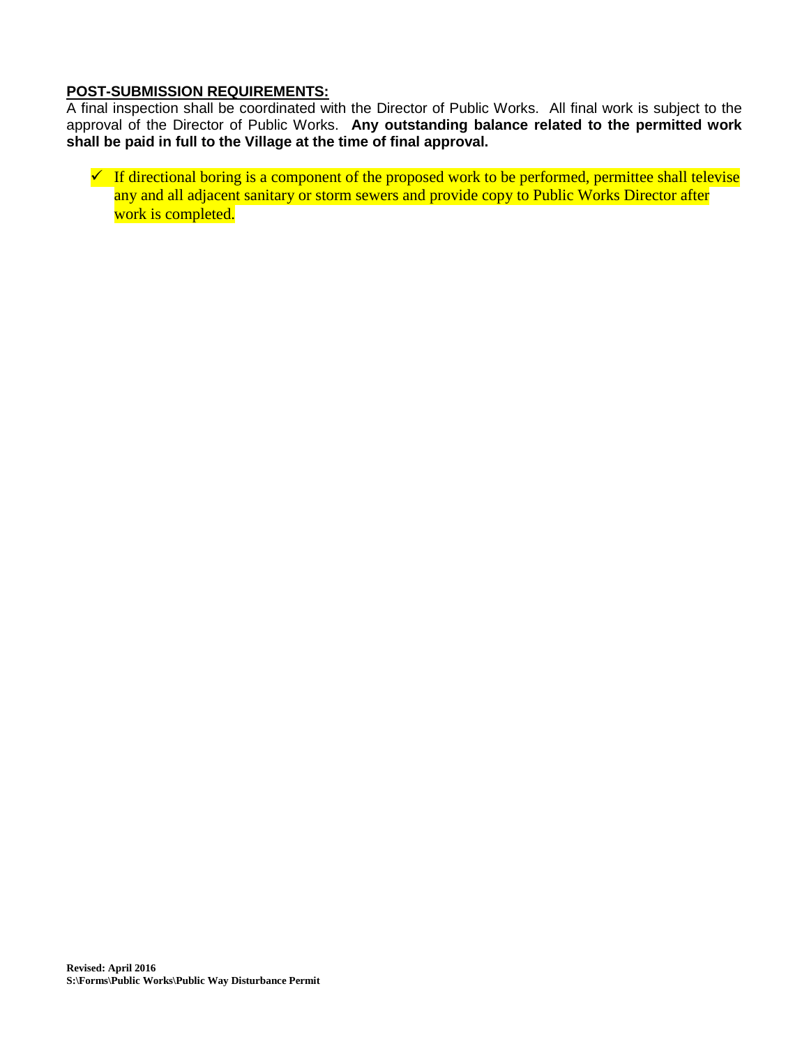**POST-SUBMISSION REQUIREMENTS:**

A final inspection shall be coordinated with the Director of Public Works. All final work is subject to the approval of the Director of Public Works. **Any outstanding balance related to the permitted work shall be paid in full to the Village at the time of final approval.**

- ✓ If directional boring is a component of the proposed work to be performed, permittee shall televise any and all adjacent sanitary or storm sewers and provide copy to Public Works Director after work is completed.

**Revised: April 2016**
**S:\Forms\Public Works\Public Way Disturbance Permit**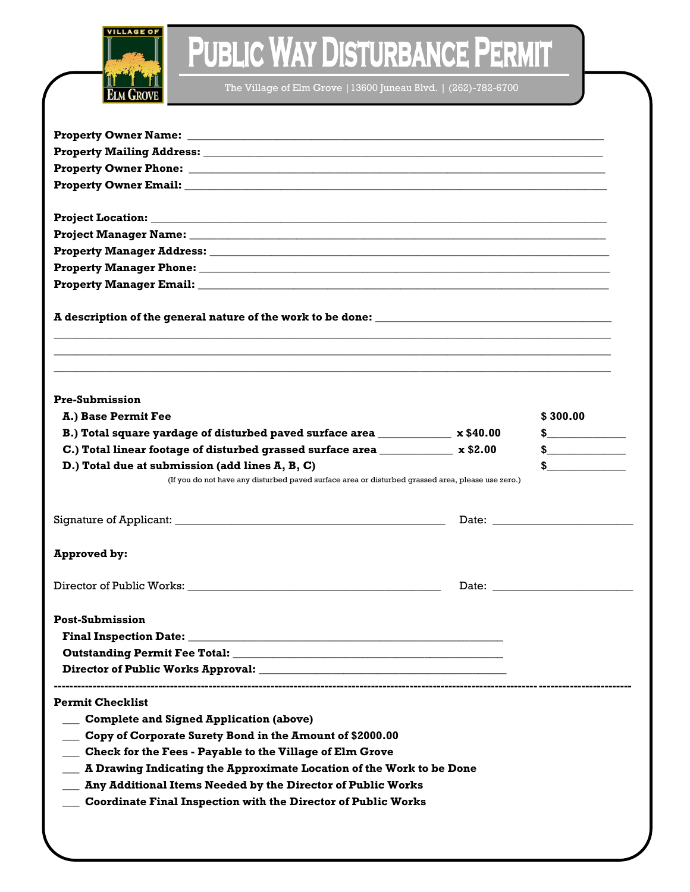# Public Way Disturbance Permit

The Village of Elm Grove | 13600 Juneau Blvd. | (262)-782-6700

**Property Owner Name:** ______________________________

**Property Mailing Address:** ______________________________

**Property Owner Phone:** ______________________________

**Property Owner Email:** ______________________________

**Project Location:** ______________________________

**Project Manager Name:** ______________________________

**Property Manager Address:** ______________________________

**Property Manager Phone:** ______________________________

**Property Manager Email:** ______________________________

**A description of the general nature of the work to be done:** ______________________________

______________________________

______________________________

______________________________

**Pre-Submission**

| | | |
|---|---|---|
| **A.) Base Permit Fee** | | **$ 300.00** |
| **B.) Total square yardage of disturbed paved surface area** ________ | **x $40.00** | **$**________ |
| **C.) Total linear footage of disturbed grassed surface area** ________ | **x $2.00** | **$**________ |
| **D.) Total due at submission (add lines A, B, C)** | | **$**________ |

(If you do not have any disturbed paved surface area or disturbed grassed area, please use zero.)

Signature of Applicant: ______________________________ Date: ______________

**Approved by:**

Director of Public Works: ______________________________ Date: ______________

**Post-Submission**

**Final Inspection Date:** ______________________________

**Outstanding Permit Fee Total:** ______________________________

**Director of Public Works Approval:** ______________________________

---

**Permit Checklist**

- ___ **Complete and Signed Application (above)**
- ___ **Copy of Corporate Surety Bond in the Amount of $2000.00**
- ___ **Check for the Fees - Payable to the Village of Elm Grove**
- ___ **A Drawing Indicating the Approximate Location of the Work to be Done**
- ___ **Any Additional Items Needed by the Director of Public Works**
- ___ **Coordinate Final Inspection with the Director of Public Works**